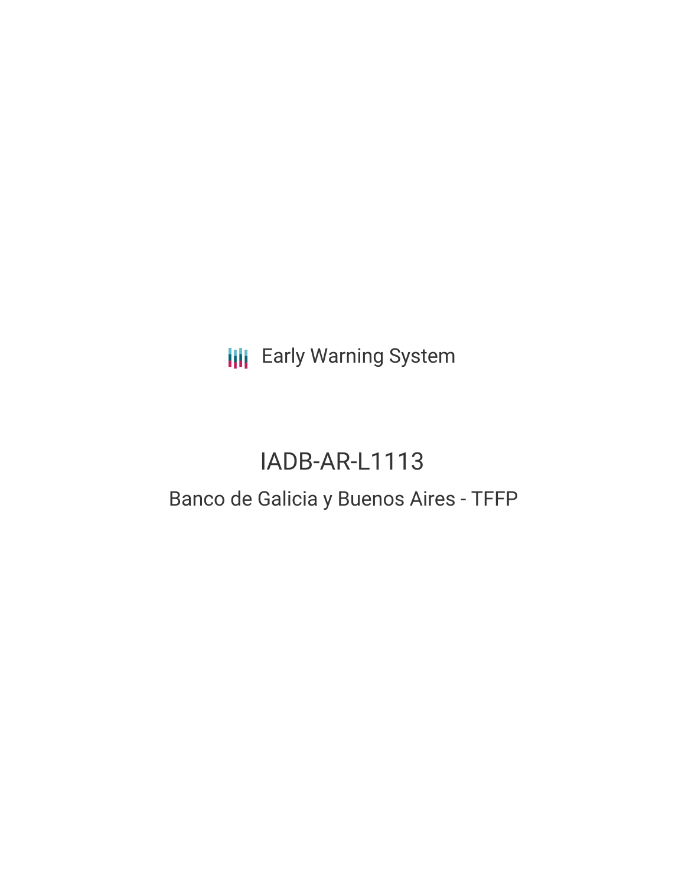Early Warning System

# IADB-AR-L1113

## Banco de Galicia y Buenos Aires - TFFP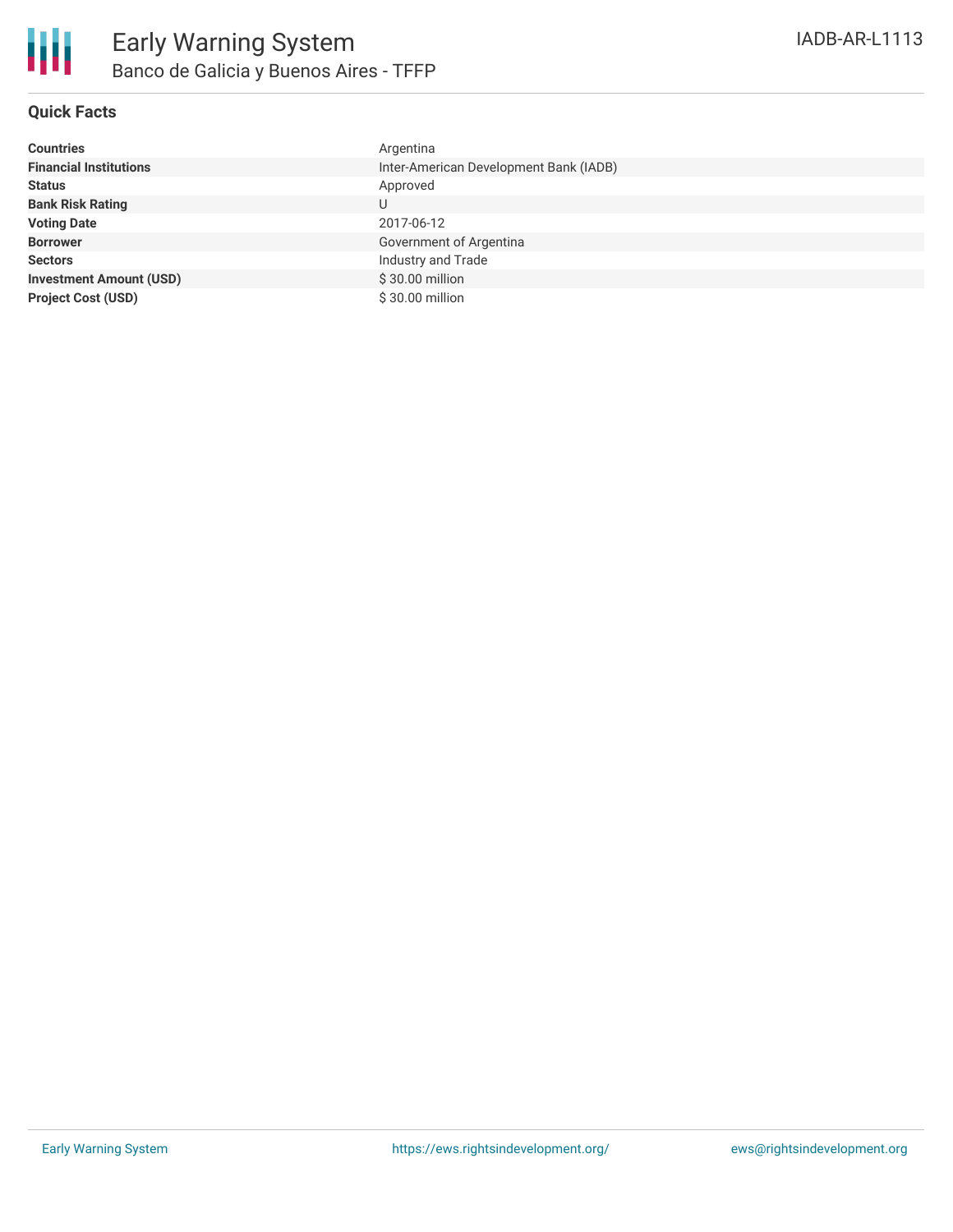# Early Warning System

## Banco de Galicia y Buenos Aires - TFFP

IADB-AR-L1113

### Quick Facts

| | |
|---|---|
| **Countries** | Argentina |
| **Financial Institutions** | Inter-American Development Bank (IADB) |
| **Status** | Approved |
| **Bank Risk Rating** | U |
| **Voting Date** | 2017-06-12 |
| **Borrower** | Government of Argentina |
| **Sectors** | Industry and Trade |
| **Investment Amount (USD)** | $ 30.00 million |
| **Project Cost (USD)** | $ 30.00 million |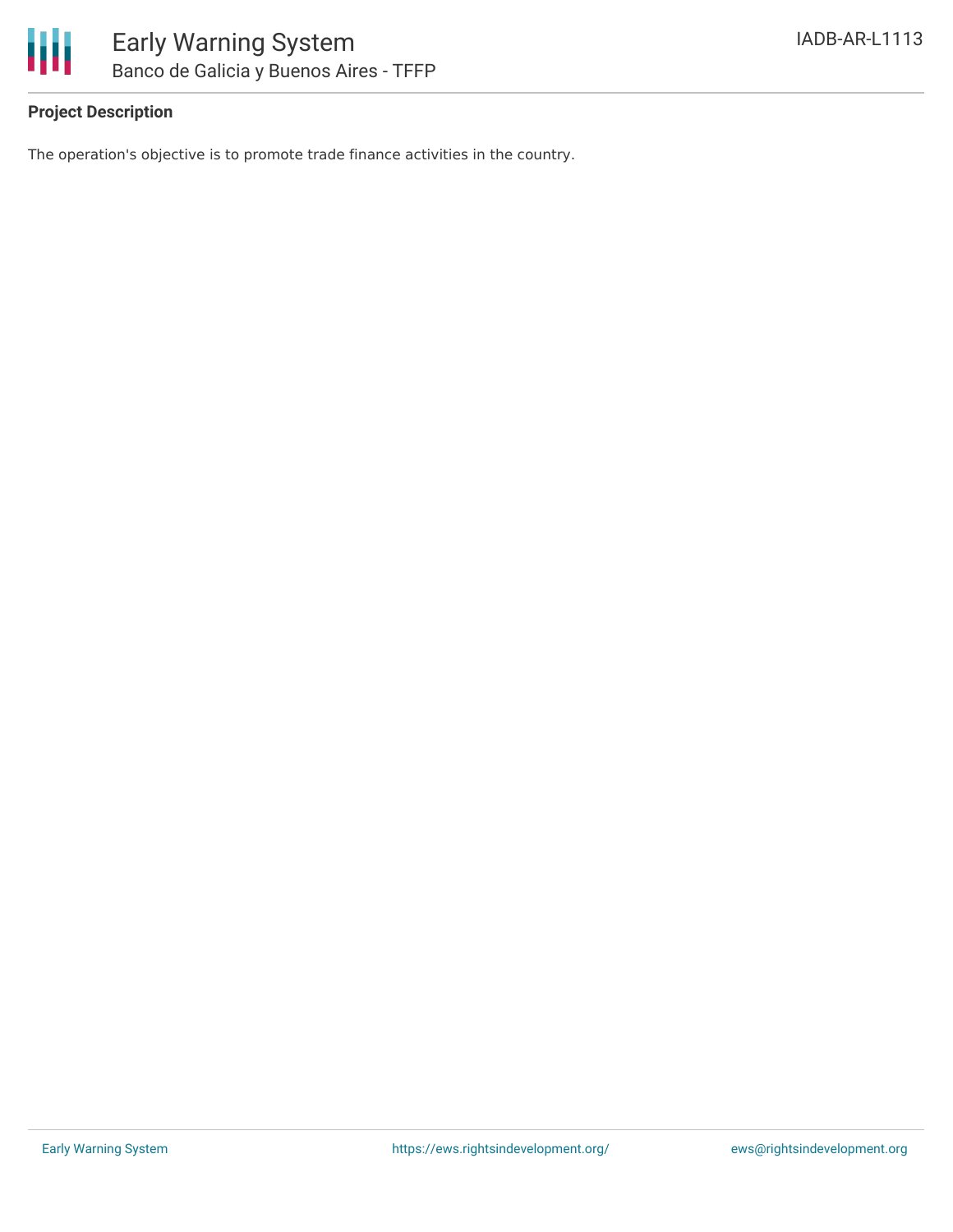**Project Description**

The operation's objective is to promote trade finance activities in the country.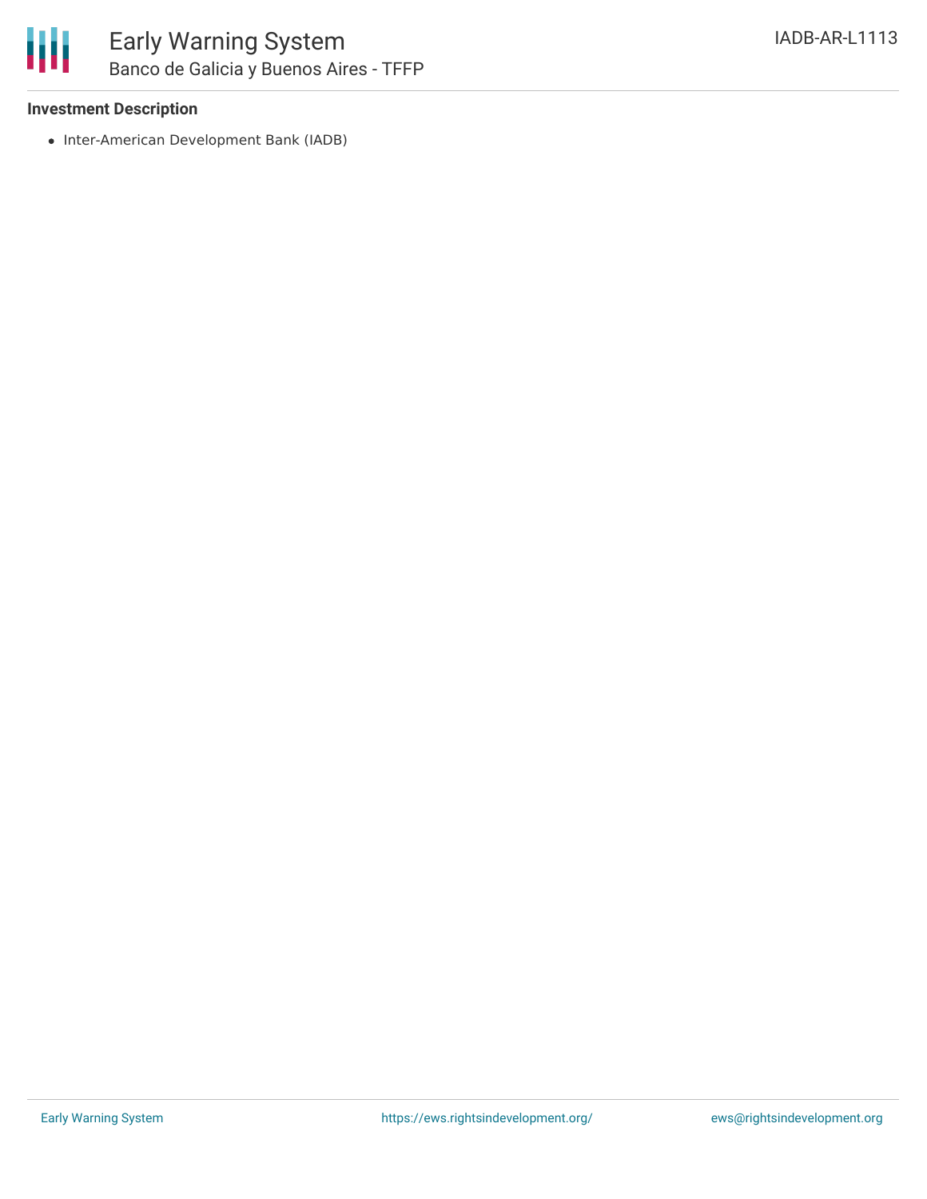### Investment Description

- Inter-American Development Bank (IADB)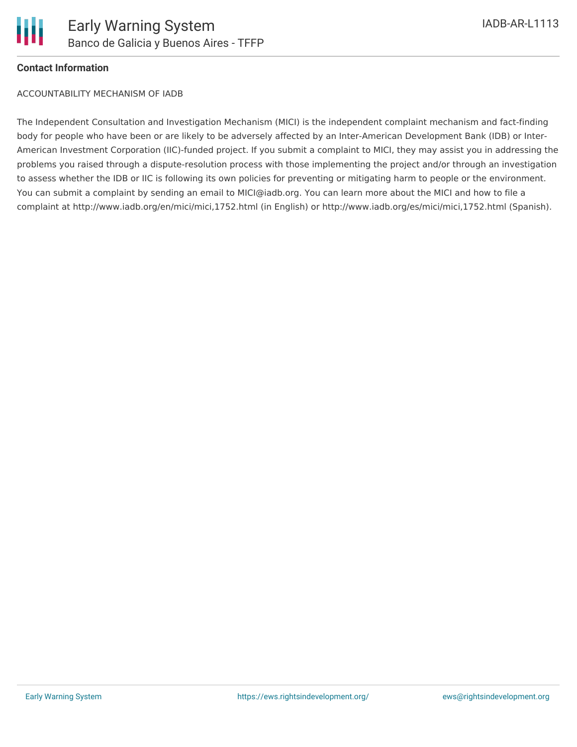**Contact Information**

ACCOUNTABILITY MECHANISM OF IADB

The Independent Consultation and Investigation Mechanism (MICI) is the independent complaint mechanism and fact-finding body for people who have been or are likely to be adversely affected by an Inter-American Development Bank (IDB) or Inter-American Investment Corporation (IIC)-funded project. If you submit a complaint to MICI, they may assist you in addressing the problems you raised through a dispute-resolution process with those implementing the project and/or through an investigation to assess whether the IDB or IIC is following its own policies for preventing or mitigating harm to people or the environment. You can submit a complaint by sending an email to MICI@iadb.org. You can learn more about the MICI and how to file a complaint at http://www.iadb.org/en/mici/mici,1752.html (in English) or http://www.iadb.org/es/mici/mici,1752.html (Spanish).